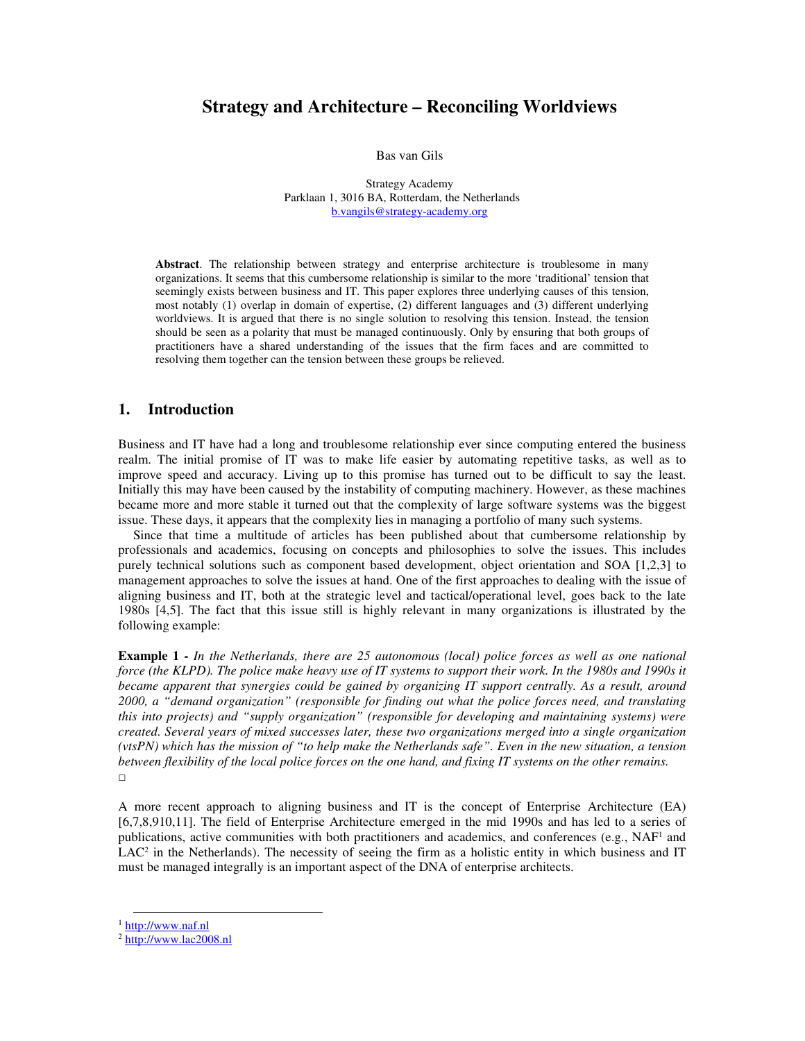# Strategy and Architecture – Reconciling Worldviews

Bas van Gils

Strategy Academy
Parklaan 1, 3016 BA, Rotterdam, the Netherlands
b.vangils@strategy-academy.org

**Abstract**. The relationship between strategy and enterprise architecture is troublesome in many organizations. It seems that this cumbersome relationship is similar to the more 'traditional' tension that seemingly exists between business and IT. This paper explores three underlying causes of this tension, most notably (1) overlap in domain of expertise, (2) different languages and (3) different underlying worldviews. It is argued that there is no single solution to resolving this tension. Instead, the tension should be seen as a polarity that must be managed continuously. Only by ensuring that both groups of practitioners have a shared understanding of the issues that the firm faces and are committed to resolving them together can the tension between these groups be relieved.

## 1. Introduction

Business and IT have had a long and troublesome relationship ever since computing entered the business realm. The initial promise of IT was to make life easier by automating repetitive tasks, as well as to improve speed and accuracy. Living up to this promise has turned out to be difficult to say the least. Initially this may have been caused by the instability of computing machinery. However, as these machines became more and more stable it turned out that the complexity of large software systems was the biggest issue. These days, it appears that the complexity lies in managing a portfolio of many such systems.

Since that time a multitude of articles has been published about that cumbersome relationship by professionals and academics, focusing on concepts and philosophies to solve the issues. This includes purely technical solutions such as component based development, object orientation and SOA [1,2,3] to management approaches to solve the issues at hand. One of the first approaches to dealing with the issue of aligning business and IT, both at the strategic level and tactical/operational level, goes back to the late 1980s [4,5]. The fact that this issue still is highly relevant in many organizations is illustrated by the following example:

**Example 1 -** *In the Netherlands, there are 25 autonomous (local) police forces as well as one national force (the KLPD). The police make heavy use of IT systems to support their work. In the 1980s and 1990s it became apparent that synergies could be gained by organizing IT support centrally. As a result, around 2000, a "demand organization" (responsible for finding out what the police forces need, and translating this into projects) and "supply organization" (responsible for developing and maintaining systems) were created. Several years of mixed successes later, these two organizations merged into a single organization (vtsPN) which has the mission of "to help make the Netherlands safe". Even in the new situation, a tension between flexibility of the local police forces on the one hand, and fixing IT systems on the other remains.* □

A more recent approach to aligning business and IT is the concept of Enterprise Architecture (EA) [6,7,8,910,11]. The field of Enterprise Architecture emerged in the mid 1990s and has led to a series of publications, active communities with both practitioners and academics, and conferences (e.g., NAF[1] and LAC[2] in the Netherlands). The necessity of seeing the firm as a holistic entity in which business and IT must be managed integrally is an important aspect of the DNA of enterprise architects.

[1] http://www.naf.nl
[2] http://www.lac2008.nl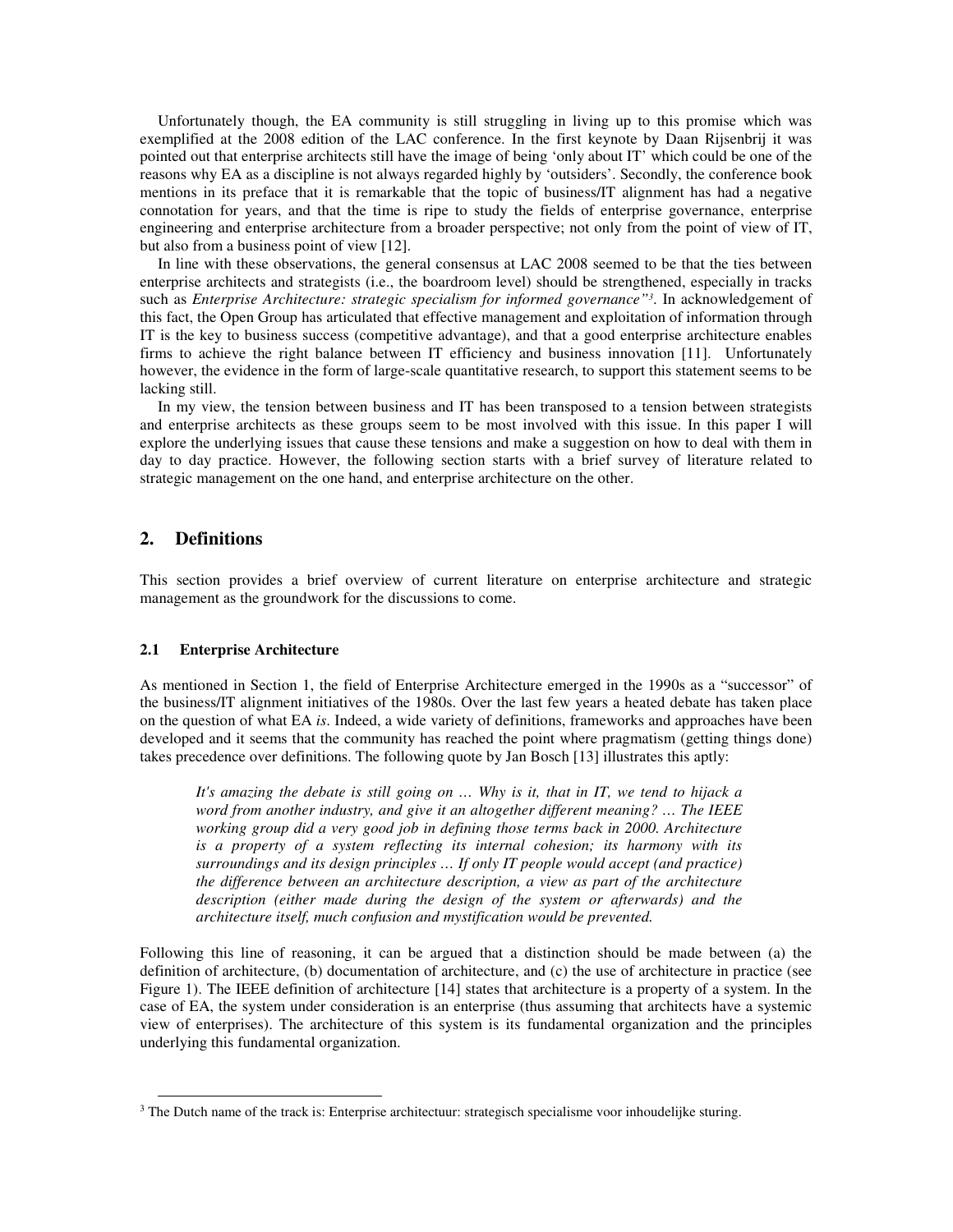Unfortunately though, the EA community is still struggling in living up to this promise which was exemplified at the 2008 edition of the LAC conference. In the first keynote by Daan Rijsenbrij it was pointed out that enterprise architects still have the image of being 'only about IT' which could be one of the reasons why EA as a discipline is not always regarded highly by 'outsiders'. Secondly, the conference book mentions in its preface that it is remarkable that the topic of business/IT alignment has had a negative connotation for years, and that the time is ripe to study the fields of enterprise governance, enterprise engineering and enterprise architecture from a broader perspective; not only from the point of view of IT, but also from a business point of view [12].

In line with these observations, the general consensus at LAC 2008 seemed to be that the ties between enterprise architects and strategists (i.e., the boardroom level) should be strengthened, especially in tracks such as *Enterprise Architecture: strategic specialism for informed governance"*[3]. In acknowledgement of this fact, the Open Group has articulated that effective management and exploitation of information through IT is the key to business success (competitive advantage), and that a good enterprise architecture enables firms to achieve the right balance between IT efficiency and business innovation [11]. Unfortunately however, the evidence in the form of large-scale quantitative research, to support this statement seems to be lacking still.

In my view, the tension between business and IT has been transposed to a tension between strategists and enterprise architects as these groups seem to be most involved with this issue. In this paper I will explore the underlying issues that cause these tensions and make a suggestion on how to deal with them in day to day practice. However, the following section starts with a brief survey of literature related to strategic management on the one hand, and enterprise architecture on the other.

## 2. Definitions

This section provides a brief overview of current literature on enterprise architecture and strategic management as the groundwork for the discussions to come.

### 2.1 Enterprise Architecture

As mentioned in Section 1, the field of Enterprise Architecture emerged in the 1990s as a "successor" of the business/IT alignment initiatives of the 1980s. Over the last few years a heated debate has taken place on the question of what EA *is*. Indeed, a wide variety of definitions, frameworks and approaches have been developed and it seems that the community has reached the point where pragmatism (getting things done) takes precedence over definitions. The following quote by Jan Bosch [13] illustrates this aptly:

> *It's amazing the debate is still going on … Why is it, that in IT, we tend to hijack a word from another industry, and give it an altogether different meaning? … The IEEE working group did a very good job in defining those terms back in 2000. Architecture is a property of a system reflecting its internal cohesion; its harmony with its surroundings and its design principles … If only IT people would accept (and practice) the difference between an architecture description, a view as part of the architecture description (either made during the design of the system or afterwards) and the architecture itself, much confusion and mystification would be prevented.*

Following this line of reasoning, it can be argued that a distinction should be made between (a) the definition of architecture, (b) documentation of architecture, and (c) the use of architecture in practice (see Figure 1). The IEEE definition of architecture [14] states that architecture is a property of a system. In the case of EA, the system under consideration is an enterprise (thus assuming that architects have a systemic view of enterprises). The architecture of this system is its fundamental organization and the principles underlying this fundamental organization.

---

[3] The Dutch name of the track is: Enterprise architectuur: strategisch specialisme voor inhoudelijke sturing.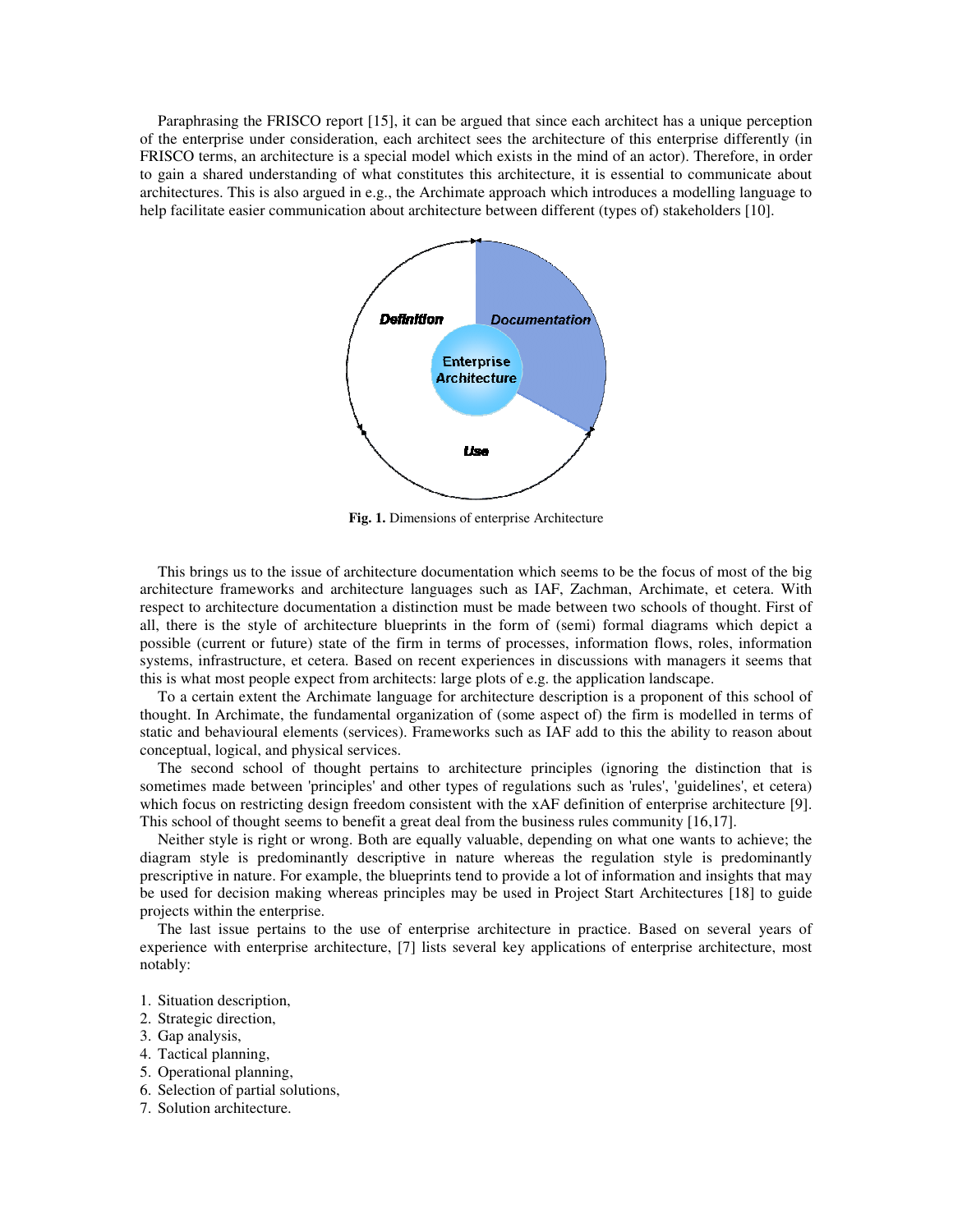Paraphrasing the FRISCO report [15], it can be argued that since each architect has a unique perception of the enterprise under consideration, each architect sees the architecture of this enterprise differently (in FRISCO terms, an architecture is a special model which exists in the mind of an actor). Therefore, in order to gain a shared understanding of what constitutes this architecture, it is essential to communicate about architectures. This is also argued in e.g., the Archimate approach which introduces a modelling language to help facilitate easier communication about architecture between different (types of) stakeholders [10].

Definition

Documentation

Enterprise Architecture

Use

**Fig. 1.** Dimensions of enterprise Architecture

This brings us to the issue of architecture documentation which seems to be the focus of most of the big architecture frameworks and architecture languages such as IAF, Zachman, Archimate, et cetera. With respect to architecture documentation a distinction must be made between two schools of thought. First of all, there is the style of architecture blueprints in the form of (semi) formal diagrams which depict a possible (current or future) state of the firm in terms of processes, information flows, roles, information systems, infrastructure, et cetera. Based on recent experiences in discussions with managers it seems that this is what most people expect from architects: large plots of e.g. the application landscape.

To a certain extent the Archimate language for architecture description is a proponent of this school of thought. In Archimate, the fundamental organization of (some aspect of) the firm is modelled in terms of static and behavioural elements (services). Frameworks such as IAF add to this the ability to reason about conceptual, logical, and physical services.

The second school of thought pertains to architecture principles (ignoring the distinction that is sometimes made between 'principles' and other types of regulations such as 'rules', 'guidelines', et cetera) which focus on restricting design freedom consistent with the xAF definition of enterprise architecture [9]. This school of thought seems to benefit a great deal from the business rules community [16,17].

Neither style is right or wrong. Both are equally valuable, depending on what one wants to achieve; the diagram style is predominantly descriptive in nature whereas the regulation style is predominantly prescriptive in nature. For example, the blueprints tend to provide a lot of information and insights that may be used for decision making whereas principles may be used in Project Start Architectures [18] to guide projects within the enterprise.

The last issue pertains to the use of enterprise architecture in practice. Based on several years of experience with enterprise architecture, [7] lists several key applications of enterprise architecture, most notably:

1. Situation description,
2. Strategic direction,
3. Gap analysis,
4. Tactical planning,
5. Operational planning,
6. Selection of partial solutions,
7. Solution architecture.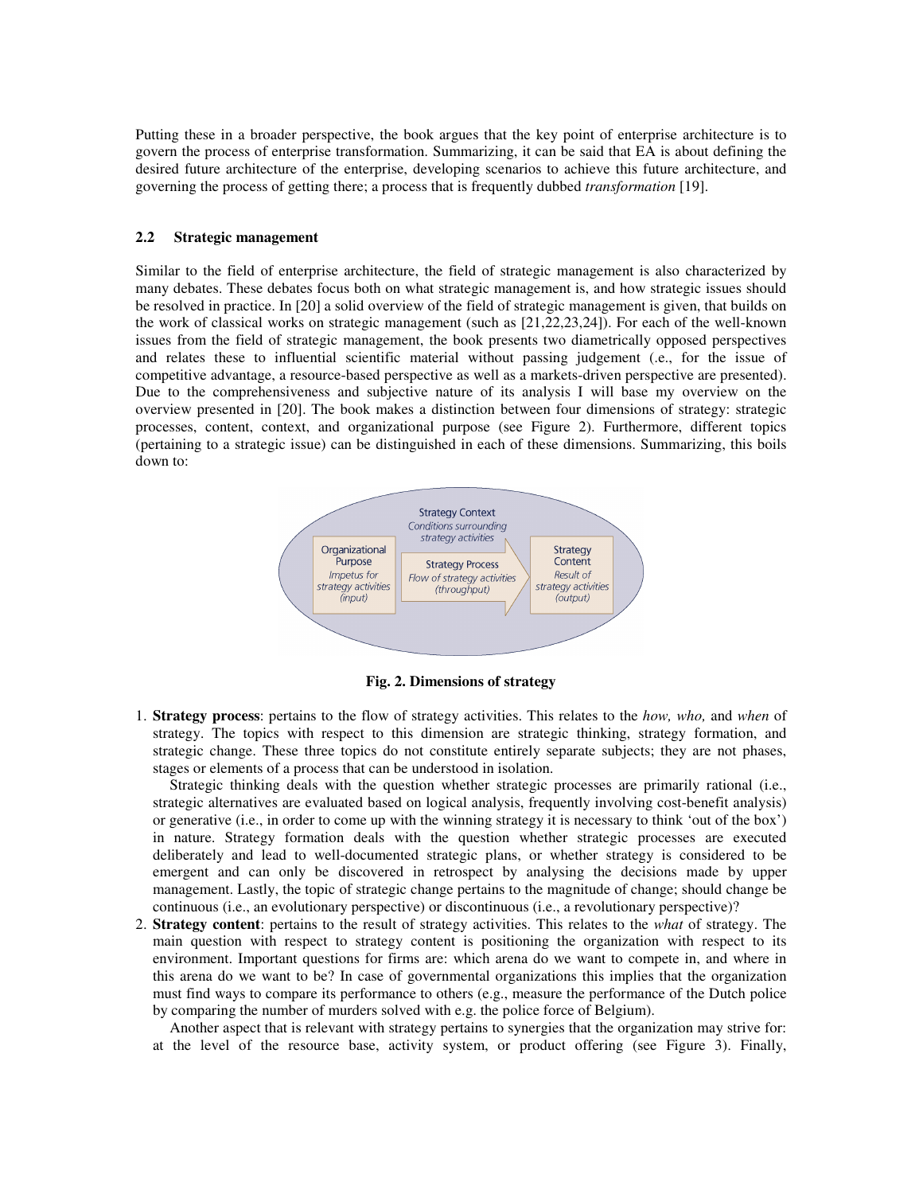Putting these in a broader perspective, the book argues that the key point of enterprise architecture is to govern the process of enterprise transformation. Summarizing, it can be said that EA is about defining the desired future architecture of the enterprise, developing scenarios to achieve this future architecture, and governing the process of getting there; a process that is frequently dubbed *transformation* [19].

### 2.2 Strategic management

Similar to the field of enterprise architecture, the field of strategic management is also characterized by many debates. These debates focus both on what strategic management is, and how strategic issues should be resolved in practice. In [20] a solid overview of the field of strategic management is given, that builds on the work of classical works on strategic management (such as [21,22,23,24]). For each of the well-known issues from the field of strategic management, the book presents two diametrically opposed perspectives and relates these to influential scientific material without passing judgement (i.e., for the issue of competitive advantage, a resource-based perspective as well as a markets-driven perspective are presented). Due to the comprehensiveness and subjective nature of its analysis I will base my overview on the overview presented in [20]. The book makes a distinction between four dimensions of strategy: strategic processes, content, context, and organizational purpose (see Figure 2). Furthermore, different topics (pertaining to a strategic issue) can be distinguished in each of these dimensions. Summarizing, this boils down to:

Strategy Context
*Conditions surrounding strategy activities*

Organizational Purpose
*Impetus for strategy activities (input)*

Strategy Process
*Flow of strategy activities (throughput)*

Strategy Content
*Result of strategy activities (output)*

**Fig. 2. Dimensions of strategy**

1. **Strategy process**: pertains to the flow of strategy activities. This relates to the *how, who,* and *when* of strategy. The topics with respect to this dimension are strategic thinking, strategy formation, and strategic change. These three topics do not constitute entirely separate subjects; they are not phases, stages or elements of a process that can be understood in isolation.

   Strategic thinking deals with the question whether strategic processes are primarily rational (i.e., strategic alternatives are evaluated based on logical analysis, frequently involving cost-benefit analysis) or generative (i.e., in order to come up with the winning strategy it is necessary to think 'out of the box') in nature. Strategy formation deals with the question whether strategic processes are executed deliberately and lead to well-documented strategic plans, or whether strategy is considered to be emergent and can only be discovered in retrospect by analysing the decisions made by upper management. Lastly, the topic of strategic change pertains to the magnitude of change; should change be continuous (i.e., an evolutionary perspective) or discontinuous (i.e., a revolutionary perspective)?

2. **Strategy content**: pertains to the result of strategy activities. This relates to the *what* of strategy. The main question with respect to strategy content is positioning the organization with respect to its environment. Important questions for firms are: which arena do we want to compete in, and where in this arena do we want to be? In case of governmental organizations this implies that the organization must find ways to compare its performance to others (e.g., measure the performance of the Dutch police by comparing the number of murders solved with e.g. the police force of Belgium).

   Another aspect that is relevant with strategy pertains to synergies that the organization may strive for: at the level of the resource base, activity system, or product offering (see Figure 3). Finally,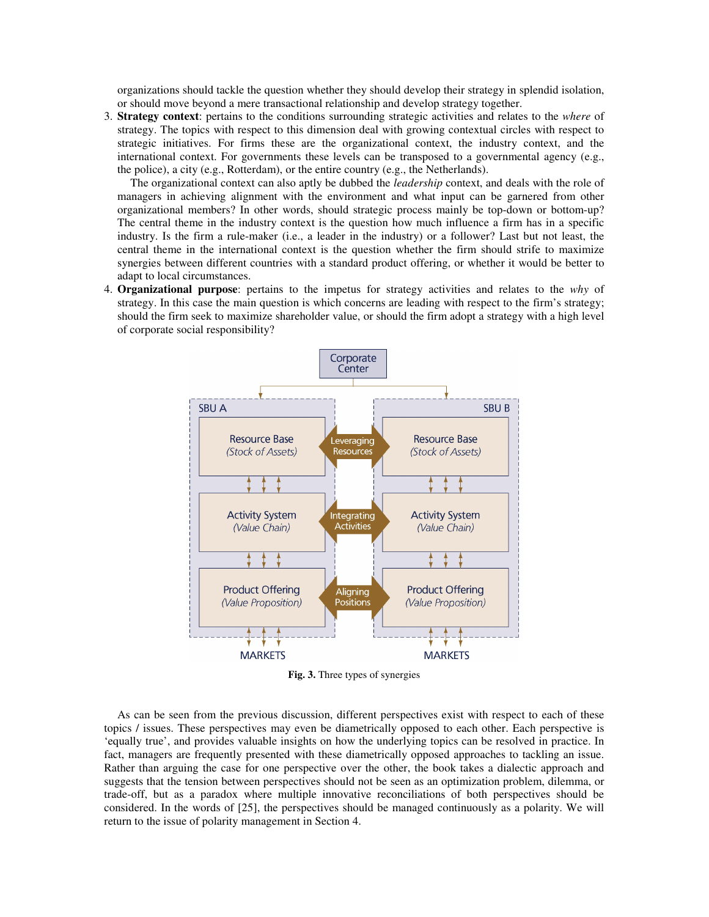organizations should tackle the question whether they should develop their strategy in splendid isolation, or should move beyond a mere transactional relationship and develop strategy together.

3. **Strategy context**: pertains to the conditions surrounding strategic activities and relates to the *where* of strategy. The topics with respect to this dimension deal with growing contextual circles with respect to strategic initiatives. For firms these are the organizational context, the industry context, and the international context. For governments these levels can be transposed to a governmental agency (e.g., the police), a city (e.g., Rotterdam), or the entire country (e.g., the Netherlands).

   The organizational context can also aptly be dubbed the *leadership* context, and deals with the role of managers in achieving alignment with the environment and what input can be garnered from other organizational members? In other words, should strategic process mainly be top-down or bottom-up? The central theme in the industry context is the question how much influence a firm has in a specific industry. Is the firm a rule-maker (i.e., a leader in the industry) or a follower? Last but not least, the central theme in the international context is the question whether the firm should strife to maximize synergies between different countries with a standard product offering, or whether it would be better to adapt to local circumstances.

4. **Organizational purpose**: pertains to the impetus for strategy activities and relates to the *why* of strategy. In this case the main question is which concerns are leading with respect to the firm's strategy; should the firm seek to maximize shareholder value, or should the firm adopt a strategy with a high level of corporate social responsibility?

**Fig. 3.** Three types of synergies

As can be seen from the previous discussion, different perspectives exist with respect to each of these topics / issues. These perspectives may even be diametrically opposed to each other. Each perspective is 'equally true', and provides valuable insights on how the underlying topics can be resolved in practice. In fact, managers are frequently presented with these diametrically opposed approaches to tackling an issue. Rather than arguing the case for one perspective over the other, the book takes a dialectic approach and suggests that the tension between perspectives should not be seen as an optimization problem, dilemma, or trade-off, but as a paradox where multiple innovative reconciliations of both perspectives should be considered. In the words of [25], the perspectives should be managed continuously as a polarity. We will return to the issue of polarity management in Section 4.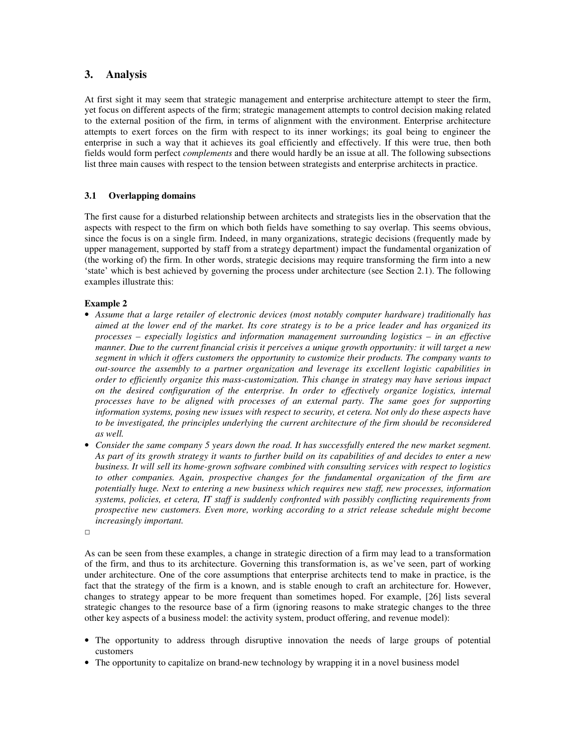## 3. Analysis

At first sight it may seem that strategic management and enterprise architecture attempt to steer the firm, yet focus on different aspects of the firm; strategic management attempts to control decision making related to the external position of the firm, in terms of alignment with the environment. Enterprise architecture attempts to exert forces on the firm with respect to its inner workings; its goal being to engineer the enterprise in such a way that it achieves its goal efficiently and effectively. If this were true, then both fields would form perfect *complements* and there would hardly be an issue at all. The following subsections list three main causes with respect to the tension between strategists and enterprise architects in practice.

### 3.1 Overlapping domains

The first cause for a disturbed relationship between architects and strategists lies in the observation that the aspects with respect to the firm on which both fields have something to say overlap. This seems obvious, since the focus is on a single firm. Indeed, in many organizations, strategic decisions (frequently made by upper management, supported by staff from a strategy department) impact the fundamental organization of (the working of) the firm. In other words, strategic decisions may require transforming the firm into a new 'state' which is best achieved by governing the process under architecture (see Section 2.1). The following examples illustrate this:

**Example 2**

- *Assume that a large retailer of electronic devices (most notably computer hardware) traditionally has aimed at the lower end of the market. Its core strategy is to be a price leader and has organized its processes – especially logistics and information management surrounding logistics – in an effective manner. Due to the current financial crisis it perceives a unique growth opportunity: it will target a new segment in which it offers customers the opportunity to customize their products. The company wants to out-source the assembly to a partner organization and leverage its excellent logistic capabilities in order to efficiently organize this mass-customization. This change in strategy may have serious impact on the desired configuration of the enterprise. In order to effectively organize logistics, internal processes have to be aligned with processes of an external party. The same goes for supporting information systems, posing new issues with respect to security, et cetera. Not only do these aspects have to be investigated, the principles underlying the current architecture of the firm should be reconsidered as well.*
- *Consider the same company 5 years down the road. It has successfully entered the new market segment. As part of its growth strategy it wants to further build on its capabilities of and decides to enter a new business. It will sell its home-grown software combined with consulting services with respect to logistics to other companies. Again, prospective changes for the fundamental organization of the firm are potentially huge. Next to entering a new business which requires new staff, new processes, information systems, policies, et cetera, IT staff is suddenly confronted with possibly conflicting requirements from prospective new customers. Even more, working according to a strict release schedule might become increasingly important.*

□

As can be seen from these examples, a change in strategic direction of a firm may lead to a transformation of the firm, and thus to its architecture. Governing this transformation is, as we've seen, part of working under architecture. One of the core assumptions that enterprise architects tend to make in practice, is the fact that the strategy of the firm is a known, and is stable enough to craft an architecture for. However, changes to strategy appear to be more frequent than sometimes hoped. For example, [26] lists several strategic changes to the resource base of a firm (ignoring reasons to make strategic changes to the three other key aspects of a business model: the activity system, product offering, and revenue model):

- The opportunity to address through disruptive innovation the needs of large groups of potential customers
- The opportunity to capitalize on brand-new technology by wrapping it in a novel business model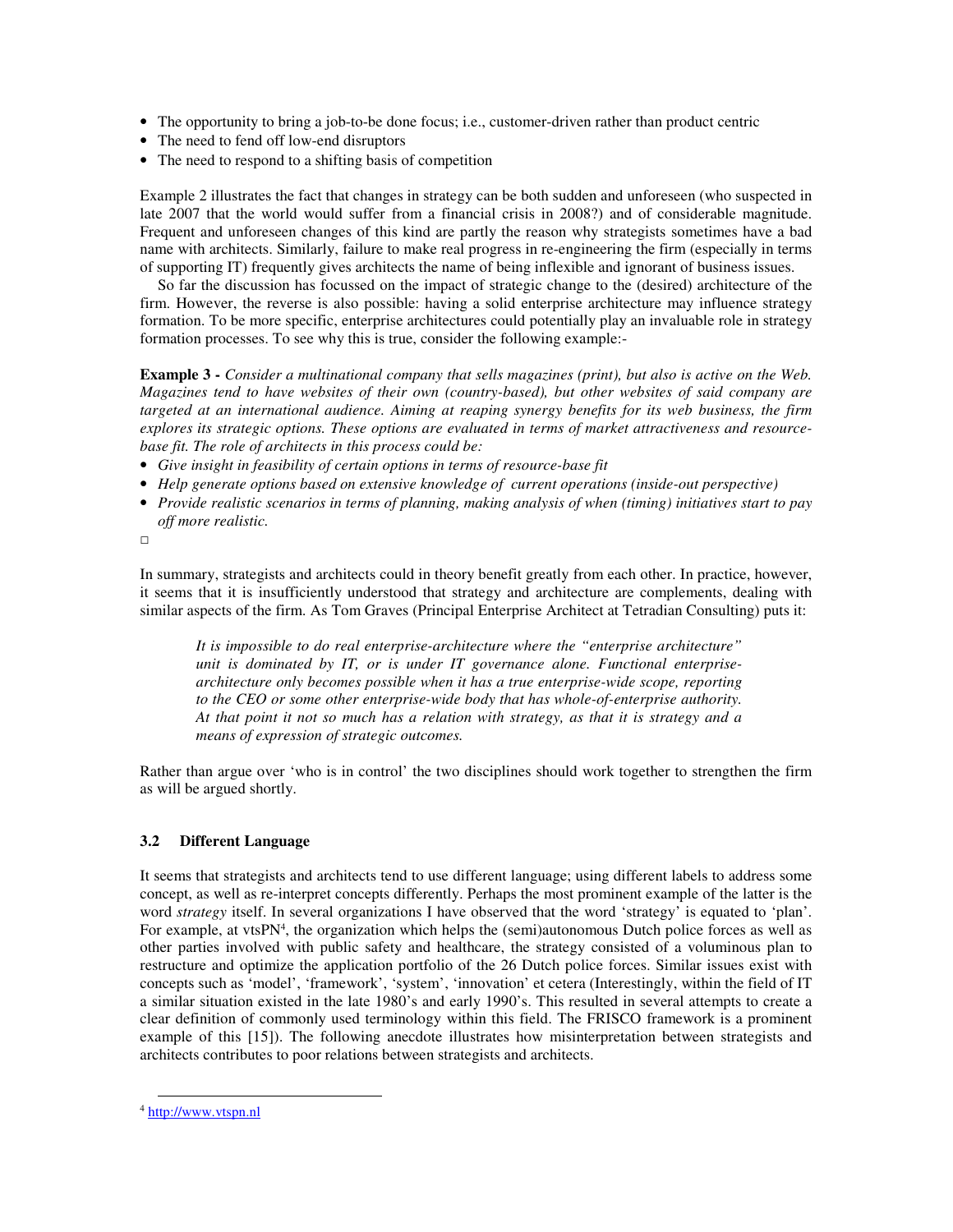- The opportunity to bring a job-to-be done focus; i.e., customer-driven rather than product centric
- The need to fend off low-end disruptors
- The need to respond to a shifting basis of competition

Example 2 illustrates the fact that changes in strategy can be both sudden and unforeseen (who suspected in late 2007 that the world would suffer from a financial crisis in 2008?) and of considerable magnitude. Frequent and unforeseen changes of this kind are partly the reason why strategists sometimes have a bad name with architects. Similarly, failure to make real progress in re-engineering the firm (especially in terms of supporting IT) frequently gives architects the name of being inflexible and ignorant of business issues.

So far the discussion has focussed on the impact of strategic change to the (desired) architecture of the firm. However, the reverse is also possible: having a solid enterprise architecture may influence strategy formation. To be more specific, enterprise architectures could potentially play an invaluable role in strategy formation processes. To see why this is true, consider the following example:-

**Example 3 -** *Consider a multinational company that sells magazines (print), but also is active on the Web. Magazines tend to have websites of their own (country-based), but other websites of said company are targeted at an international audience. Aiming at reaping synergy benefits for its web business, the firm explores its strategic options. These options are evaluated in terms of market attractiveness and resource-base fit. The role of architects in this process could be:*

- *Give insight in feasibility of certain options in terms of resource-base fit*
- *Help generate options based on extensive knowledge of current operations (inside-out perspective)*
- *Provide realistic scenarios in terms of planning, making analysis of when (timing) initiatives start to pay off more realistic.*

□

In summary, strategists and architects could in theory benefit greatly from each other. In practice, however, it seems that it is insufficiently understood that strategy and architecture are complements, dealing with similar aspects of the firm. As Tom Graves (Principal Enterprise Architect at Tetradian Consulting) puts it:

> *It is impossible to do real enterprise-architecture where the "enterprise architecture" unit is dominated by IT, or is under IT governance alone. Functional enterprise-architecture only becomes possible when it has a true enterprise-wide scope, reporting to the CEO or some other enterprise-wide body that has whole-of-enterprise authority. At that point it not so much has a relation with strategy, as that it is strategy and a means of expression of strategic outcomes.*

Rather than argue over 'who is in control' the two disciplines should work together to strengthen the firm as will be argued shortly.

### 3.2 Different Language

It seems that strategists and architects tend to use different language; using different labels to address some concept, as well as re-interpret concepts differently. Perhaps the most prominent example of the latter is the word *strategy* itself. In several organizations I have observed that the word 'strategy' is equated to 'plan'. For example, at vtsPN[4], the organization which helps the (semi)autonomous Dutch police forces as well as other parties involved with public safety and healthcare, the strategy consisted of a voluminous plan to restructure and optimize the application portfolio of the 26 Dutch police forces. Similar issues exist with concepts such as 'model', 'framework', 'system', 'innovation' et cetera (Interestingly, within the field of IT a similar situation existed in the late 1980's and early 1990's. This resulted in several attempts to create a clear definition of commonly used terminology within this field. The FRISCO framework is a prominent example of this [15]). The following anecdote illustrates how misinterpretation between strategists and architects contributes to poor relations between strategists and architects.

---

[4] http://www.vtspn.nl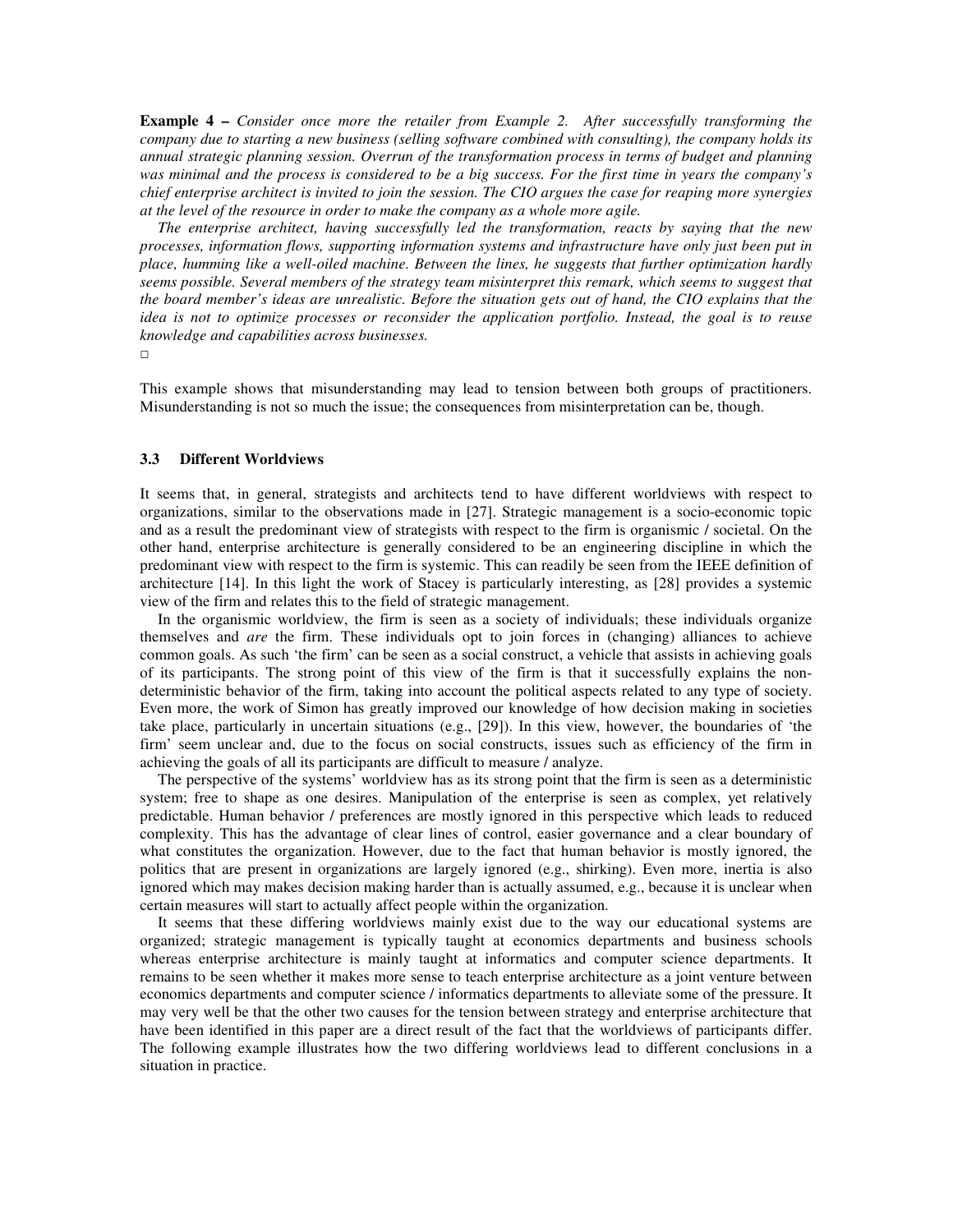**Example 4 –** *Consider once more the retailer from Example 2. After successfully transforming the company due to starting a new business (selling software combined with consulting), the company holds its annual strategic planning session. Overrun of the transformation process in terms of budget and planning was minimal and the process is considered to be a big success. For the first time in years the company's chief enterprise architect is invited to join the session. The CIO argues the case for reaping more synergies at the level of the resource in order to make the company as a whole more agile.*

*The enterprise architect, having successfully led the transformation, reacts by saying that the new processes, information flows, supporting information systems and infrastructure have only just been put in place, humming like a well-oiled machine. Between the lines, he suggests that further optimization hardly seems possible. Several members of the strategy team misinterpret this remark, which seems to suggest that the board member's ideas are unrealistic. Before the situation gets out of hand, the CIO explains that the idea is not to optimize processes or reconsider the application portfolio. Instead, the goal is to reuse knowledge and capabilities across businesses.*

□

This example shows that misunderstanding may lead to tension between both groups of practitioners. Misunderstanding is not so much the issue; the consequences from misinterpretation can be, though.

### 3.3 Different Worldviews

It seems that, in general, strategists and architects tend to have different worldviews with respect to organizations, similar to the observations made in [27]. Strategic management is a socio-economic topic and as a result the predominant view of strategists with respect to the firm is organismic / societal. On the other hand, enterprise architecture is generally considered to be an engineering discipline in which the predominant view with respect to the firm is systemic. This can readily be seen from the IEEE definition of architecture [14]. In this light the work of Stacey is particularly interesting, as [28] provides a systemic view of the firm and relates this to the field of strategic management.

In the organismic worldview, the firm is seen as a society of individuals; these individuals organize themselves and *are* the firm. These individuals opt to join forces in (changing) alliances to achieve common goals. As such 'the firm' can be seen as a social construct, a vehicle that assists in achieving goals of its participants. The strong point of this view of the firm is that it successfully explains the non-deterministic behavior of the firm, taking into account the political aspects related to any type of society. Even more, the work of Simon has greatly improved our knowledge of how decision making in societies take place, particularly in uncertain situations (e.g., [29]). In this view, however, the boundaries of 'the firm' seem unclear and, due to the focus on social constructs, issues such as efficiency of the firm in achieving the goals of all its participants are difficult to measure / analyze.

The perspective of the systems' worldview has as its strong point that the firm is seen as a deterministic system; free to shape as one desires. Manipulation of the enterprise is seen as complex, yet relatively predictable. Human behavior / preferences are mostly ignored in this perspective which leads to reduced complexity. This has the advantage of clear lines of control, easier governance and a clear boundary of what constitutes the organization. However, due to the fact that human behavior is mostly ignored, the politics that are present in organizations are largely ignored (e.g., shirking). Even more, inertia is also ignored which may makes decision making harder than is actually assumed, e.g., because it is unclear when certain measures will start to actually affect people within the organization.

It seems that these differing worldviews mainly exist due to the way our educational systems are organized; strategic management is typically taught at economics departments and business schools whereas enterprise architecture is mainly taught at informatics and computer science departments. It remains to be seen whether it makes more sense to teach enterprise architecture as a joint venture between economics departments and computer science / informatics departments to alleviate some of the pressure. It may very well be that the other two causes for the tension between strategy and enterprise architecture that have been identified in this paper are a direct result of the fact that the worldviews of participants differ. The following example illustrates how the two differing worldviews lead to different conclusions in a situation in practice.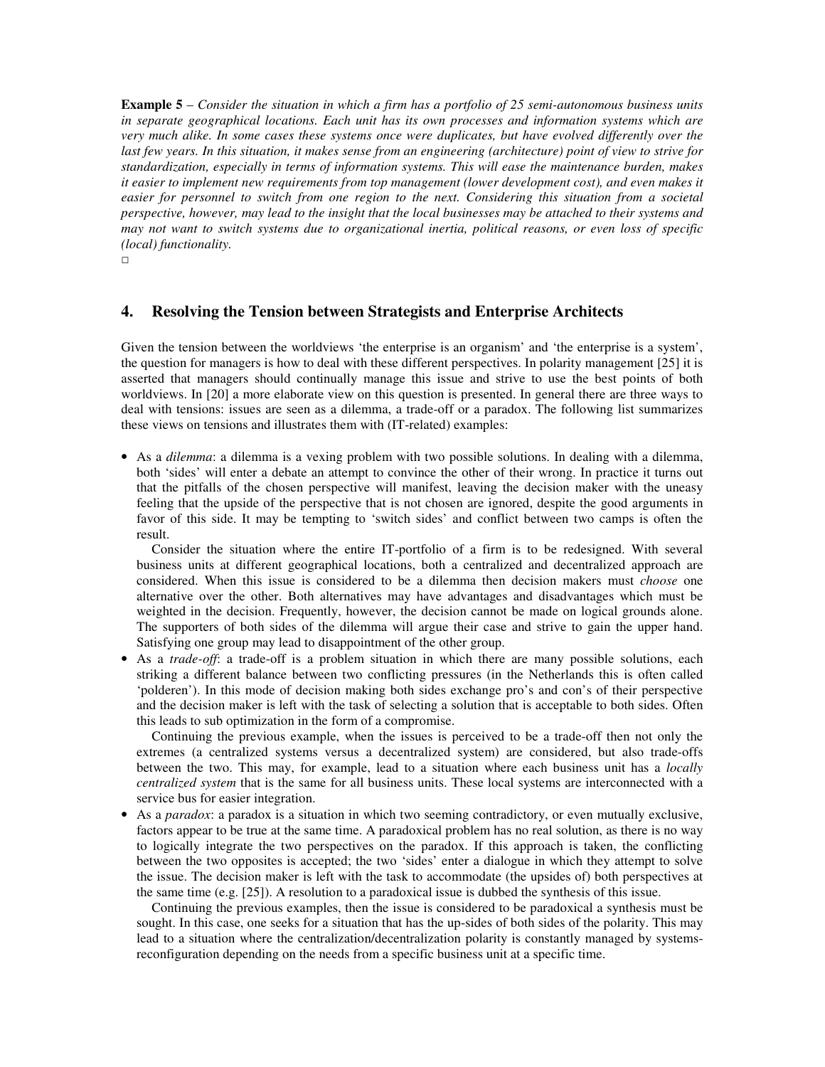**Example 5** – *Consider the situation in which a firm has a portfolio of 25 semi-autonomous business units in separate geographical locations. Each unit has its own processes and information systems which are very much alike. In some cases these systems once were duplicates, but have evolved differently over the last few years. In this situation, it makes sense from an engineering (architecture) point of view to strive for standardization, especially in terms of information systems. This will ease the maintenance burden, makes it easier to implement new requirements from top management (lower development cost), and even makes it easier for personnel to switch from one region to the next. Considering this situation from a societal perspective, however, may lead to the insight that the local businesses may be attached to their systems and may not want to switch systems due to organizational inertia, political reasons, or even loss of specific (local) functionality.*

□

## 4. Resolving the Tension between Strategists and Enterprise Architects

Given the tension between the worldviews 'the enterprise is an organism' and 'the enterprise is a system', the question for managers is how to deal with these different perspectives. In polarity management [25] it is asserted that managers should continually manage this issue and strive to use the best points of both worldviews. In [20] a more elaborate view on this question is presented. In general there are three ways to deal with tensions: issues are seen as a dilemma, a trade-off or a paradox. The following list summarizes these views on tensions and illustrates them with (IT-related) examples:

- As a *dilemma*: a dilemma is a vexing problem with two possible solutions. In dealing with a dilemma, both 'sides' will enter a debate an attempt to convince the other of their wrong. In practice it turns out that the pitfalls of the chosen perspective will manifest, leaving the decision maker with the uneasy feeling that the upside of the perspective that is not chosen are ignored, despite the good arguments in favor of this side. It may be tempting to 'switch sides' and conflict between two camps is often the result.

  Consider the situation where the entire IT-portfolio of a firm is to be redesigned. With several business units at different geographical locations, both a centralized and decentralized approach are considered. When this issue is considered to be a dilemma then decision makers must *choose* one alternative over the other. Both alternatives may have advantages and disadvantages which must be weighted in the decision. Frequently, however, the decision cannot be made on logical grounds alone. The supporters of both sides of the dilemma will argue their case and strive to gain the upper hand. Satisfying one group may lead to disappointment of the other group.
- As a *trade-off*: a trade-off is a problem situation in which there are many possible solutions, each striking a different balance between two conflicting pressures (in the Netherlands this is often called 'polderen'). In this mode of decision making both sides exchange pro's and con's of their perspective and the decision maker is left with the task of selecting a solution that is acceptable to both sides. Often this leads to sub optimization in the form of a compromise.

  Continuing the previous example, when the issues is perceived to be a trade-off then not only the extremes (a centralized systems versus a decentralized system) are considered, but also trade-offs between the two. This may, for example, lead to a situation where each business unit has a *locally centralized system* that is the same for all business units. These local systems are interconnected with a service bus for easier integration.
- As a *paradox*: a paradox is a situation in which two seeming contradictory, or even mutually exclusive, factors appear to be true at the same time. A paradoxical problem has no real solution, as there is no way to logically integrate the two perspectives on the paradox. If this approach is taken, the conflicting between the two opposites is accepted; the two 'sides' enter a dialogue in which they attempt to solve the issue. The decision maker is left with the task to accommodate (the upsides of) both perspectives at the same time (e.g. [25]). A resolution to a paradoxical issue is dubbed the synthesis of this issue.

  Continuing the previous examples, then the issue is considered to be paradoxical a synthesis must be sought. In this case, one seeks for a situation that has the up-sides of both sides of the polarity. This may lead to a situation where the centralization/decentralization polarity is constantly managed by systems-reconfiguration depending on the needs from a specific business unit at a specific time.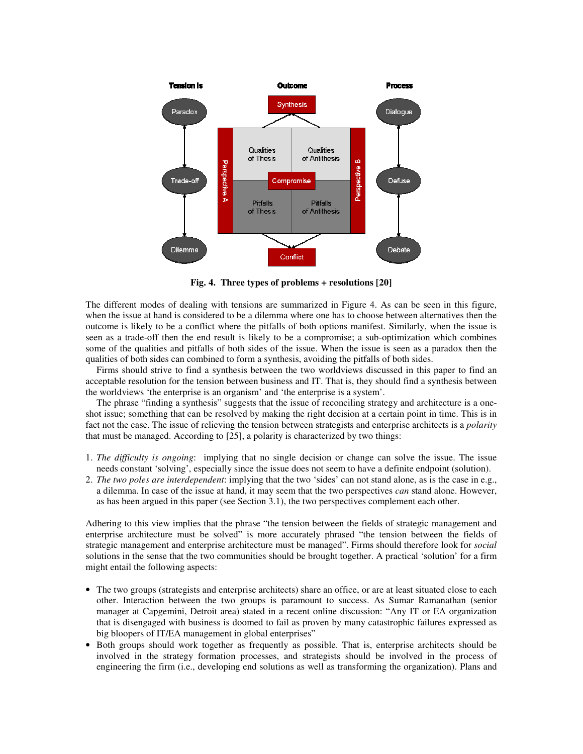**Fig. 4. Three types of problems + resolutions [20]**

The different modes of dealing with tensions are summarized in Figure 4. As can be seen in this figure, when the issue at hand is considered to be a dilemma where one has to choose between alternatives then the outcome is likely to be a conflict where the pitfalls of both options manifest. Similarly, when the issue is seen as a trade-off then the end result is likely to be a compromise; a sub-optimization which combines some of the qualities and pitfalls of both sides of the issue. When the issue is seen as a paradox then the qualities of both sides can combined to form a synthesis, avoiding the pitfalls of both sides.

Firms should strive to find a synthesis between the two worldviews discussed in this paper to find an acceptable resolution for the tension between business and IT. That is, they should find a synthesis between the worldviews 'the enterprise is an organism' and 'the enterprise is a system'.

The phrase "finding a synthesis" suggests that the issue of reconciling strategy and architecture is a one-shot issue; something that can be resolved by making the right decision at a certain point in time. This is in fact not the case. The issue of relieving the tension between strategists and enterprise architects is a *polarity* that must be managed. According to [25], a polarity is characterized by two things:

1. *The difficulty is ongoing*: implying that no single decision or change can solve the issue. The issue needs constant 'solving', especially since the issue does not seem to have a definite endpoint (solution).
2. *The two poles are interdependent*: implying that the two 'sides' can not stand alone, as is the case in e.g., a dilemma. In case of the issue at hand, it may seem that the two perspectives *can* stand alone. However, as has been argued in this paper (see Section 3.1), the two perspectives complement each other.

Adhering to this view implies that the phrase "the tension between the fields of strategic management and enterprise architecture must be solved" is more accurately phrased "the tension between the fields of strategic management and enterprise architecture must be managed". Firms should therefore look for *social* solutions in the sense that the two communities should be brought together. A practical 'solution' for a firm might entail the following aspects:

- The two groups (strategists and enterprise architects) share an office, or are at least situated close to each other. Interaction between the two groups is paramount to success. As Sumar Ramanathan (senior manager at Capgemini, Detroit area) stated in a recent online discussion: "Any IT or EA organization that is disengaged with business is doomed to fail as proven by many catastrophic failures expressed as big bloopers of IT/EA management in global enterprises"
- Both groups should work together as frequently as possible. That is, enterprise architects should be involved in the strategy formation processes, and strategists should be involved in the process of engineering the firm (i.e., developing end solutions as well as transforming the organization). Plans and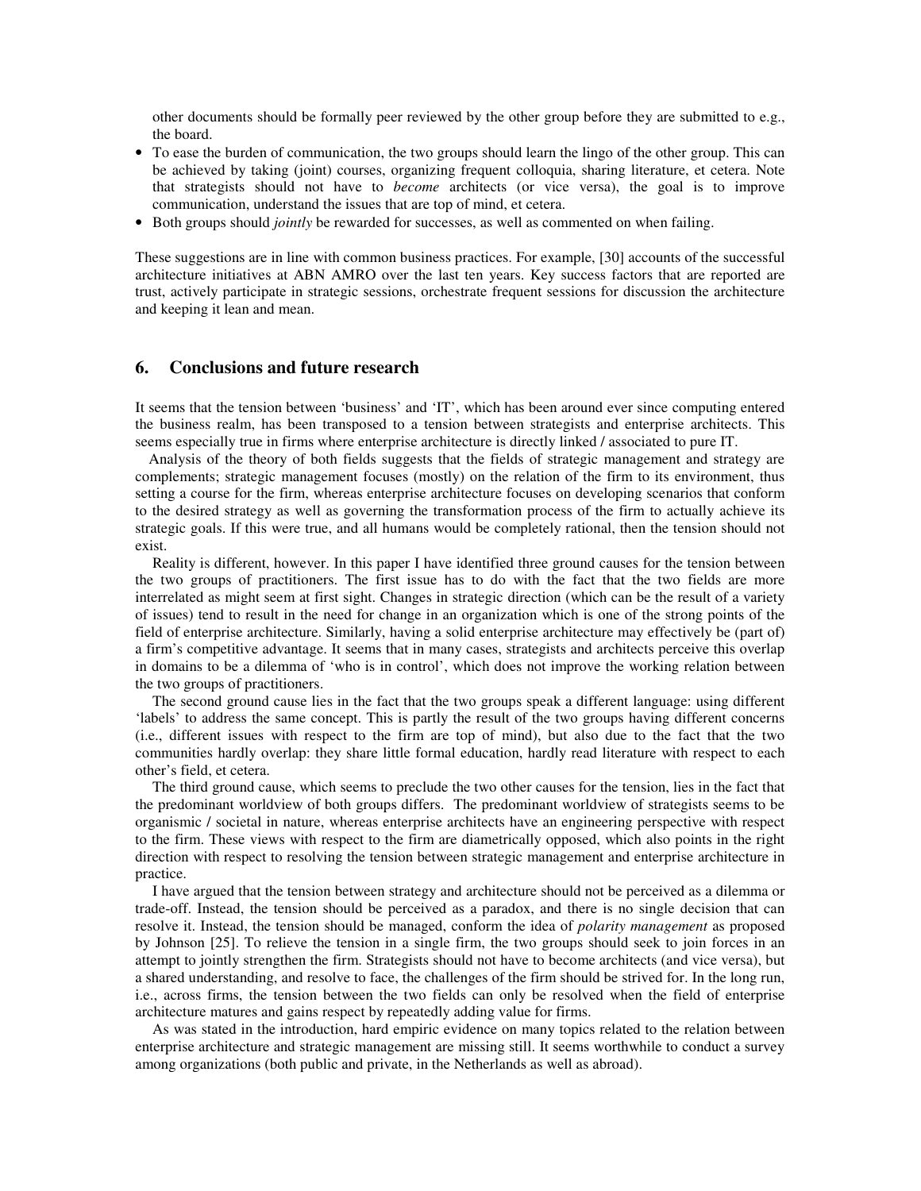other documents should be formally peer reviewed by the other group before they are submitted to e.g., the board.

- To ease the burden of communication, the two groups should learn the lingo of the other group. This can be achieved by taking (joint) courses, organizing frequent colloquia, sharing literature, et cetera. Note that strategists should not have to *become* architects (or vice versa), the goal is to improve communication, understand the issues that are top of mind, et cetera.
- Both groups should *jointly* be rewarded for successes, as well as commented on when failing.

These suggestions are in line with common business practices. For example, [30] accounts of the successful architecture initiatives at ABN AMRO over the last ten years. Key success factors that are reported are trust, actively participate in strategic sessions, orchestrate frequent sessions for discussion the architecture and keeping it lean and mean.

## 6. Conclusions and future research

It seems that the tension between 'business' and 'IT', which has been around ever since computing entered the business realm, has been transposed to a tension between strategists and enterprise architects. This seems especially true in firms where enterprise architecture is directly linked / associated to pure IT.

Analysis of the theory of both fields suggests that the fields of strategic management and strategy are complements; strategic management focuses (mostly) on the relation of the firm to its environment, thus setting a course for the firm, whereas enterprise architecture focuses on developing scenarios that conform to the desired strategy as well as governing the transformation process of the firm to actually achieve its strategic goals. If this were true, and all humans would be completely rational, then the tension should not exist.

Reality is different, however. In this paper I have identified three ground causes for the tension between the two groups of practitioners. The first issue has to do with the fact that the two fields are more interrelated as might seem at first sight. Changes in strategic direction (which can be the result of a variety of issues) tend to result in the need for change in an organization which is one of the strong points of the field of enterprise architecture. Similarly, having a solid enterprise architecture may effectively be (part of) a firm's competitive advantage. It seems that in many cases, strategists and architects perceive this overlap in domains to be a dilemma of 'who is in control', which does not improve the working relation between the two groups of practitioners.

The second ground cause lies in the fact that the two groups speak a different language: using different 'labels' to address the same concept. This is partly the result of the two groups having different concerns (i.e., different issues with respect to the firm are top of mind), but also due to the fact that the two communities hardly overlap: they share little formal education, hardly read literature with respect to each other's field, et cetera.

The third ground cause, which seems to preclude the two other causes for the tension, lies in the fact that the predominant worldview of both groups differs. The predominant worldview of strategists seems to be organismic / societal in nature, whereas enterprise architects have an engineering perspective with respect to the firm. These views with respect to the firm are diametrically opposed, which also points in the right direction with respect to resolving the tension between strategic management and enterprise architecture in practice.

I have argued that the tension between strategy and architecture should not be perceived as a dilemma or trade-off. Instead, the tension should be perceived as a paradox, and there is no single decision that can resolve it. Instead, the tension should be managed, conform the idea of *polarity management* as proposed by Johnson [25]. To relieve the tension in a single firm, the two groups should seek to join forces in an attempt to jointly strengthen the firm. Strategists should not have to become architects (and vice versa), but a shared understanding, and resolve to face, the challenges of the firm should be strived for. In the long run, i.e., across firms, the tension between the two fields can only be resolved when the field of enterprise architecture matures and gains respect by repeatedly adding value for firms.

As was stated in the introduction, hard empiric evidence on many topics related to the relation between enterprise architecture and strategic management are missing still. It seems worthwhile to conduct a survey among organizations (both public and private, in the Netherlands as well as abroad).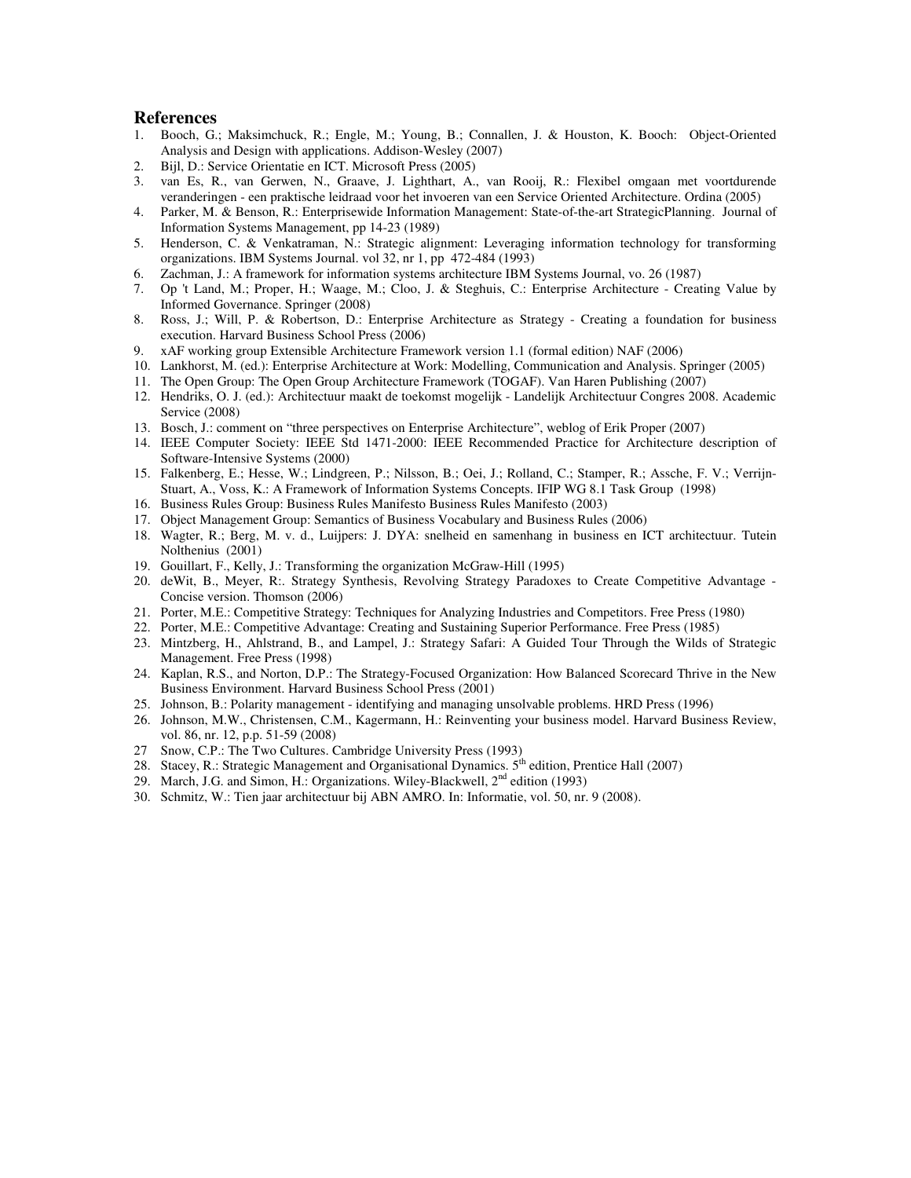## References

1. Booch, G.; Maksimchuck, R.; Engle, M.; Young, B.; Connallen, J. & Houston, K. Booch: Object-Oriented Analysis and Design with applications. Addison-Wesley (2007)
2. Bijl, D.: Service Orientatie en ICT. Microsoft Press (2005)
3. van Es, R., van Gerwen, N., Graave, J. Lighthart, A., van Rooij, R.: Flexibel omgaan met voortdurende veranderingen - een praktische leidraad voor het invoeren van een Service Oriented Architecture. Ordina (2005)
4. Parker, M. & Benson, R.: Enterprisewide Information Management: State-of-the-art StrategicPlanning. Journal of Information Systems Management, pp 14-23 (1989)
5. Henderson, C. & Venkatraman, N.: Strategic alignment: Leveraging information technology for transforming organizations. IBM Systems Journal. vol 32, nr 1, pp 472-484 (1993)
6. Zachman, J.: A framework for information systems architecture IBM Systems Journal, vo. 26 (1987)
7. Op 't Land, M.; Proper, H.; Waage, M.; Cloo, J. & Steghuis, C.: Enterprise Architecture - Creating Value by Informed Governance. Springer (2008)
8. Ross, J.; Will, P. & Robertson, D.: Enterprise Architecture as Strategy - Creating a foundation for business execution. Harvard Business School Press (2006)
9. xAF working group Extensible Architecture Framework version 1.1 (formal edition) NAF (2006)
10. Lankhorst, M. (ed.): Enterprise Architecture at Work: Modelling, Communication and Analysis. Springer (2005)
11. The Open Group: The Open Group Architecture Framework (TOGAF). Van Haren Publishing (2007)
12. Hendriks, O. J. (ed.): Architectuur maakt de toekomst mogelijk - Landelijk Architectuur Congres 2008. Academic Service (2008)
13. Bosch, J.: comment on "three perspectives on Enterprise Architecture", weblog of Erik Proper (2007)
14. IEEE Computer Society: IEEE Std 1471-2000: IEEE Recommended Practice for Architecture description of Software-Intensive Systems (2000)
15. Falkenberg, E.; Hesse, W.; Lindgreen, P.; Nilsson, B.; Oei, J.; Rolland, C.; Stamper, R.; Assche, F. V.; Verrijn-Stuart, A., Voss, K.: A Framework of Information Systems Concepts. IFIP WG 8.1 Task Group (1998)
16. Business Rules Group: Business Rules Manifesto Business Rules Manifesto (2003)
17. Object Management Group: Semantics of Business Vocabulary and Business Rules (2006)
18. Wagter, R.; Berg, M. v. d., Luijpers: J. DYA: snelheid en samenhang in business en ICT architectuur. Tutein Nolthenius (2001)
19. Gouillart, F., Kelly, J.: Transforming the organization McGraw-Hill (1995)
20. deWit, B., Meyer, R:. Strategy Synthesis, Revolving Strategy Paradoxes to Create Competitive Advantage - Concise version. Thomson (2006)
21. Porter, M.E.: Competitive Strategy: Techniques for Analyzing Industries and Competitors. Free Press (1980)
22. Porter, M.E.: Competitive Advantage: Creating and Sustaining Superior Performance. Free Press (1985)
23. Mintzberg, H., Ahlstrand, B., and Lampel, J.: Strategy Safari: A Guided Tour Through the Wilds of Strategic Management. Free Press (1998)
24. Kaplan, R.S., and Norton, D.P.: The Strategy-Focused Organization: How Balanced Scorecard Thrive in the New Business Environment. Harvard Business School Press (2001)
25. Johnson, B.: Polarity management - identifying and managing unsolvable problems. HRD Press (1996)
26. Johnson, M.W., Christensen, C.M., Kagermann, H.: Reinventing your business model. Harvard Business Review, vol. 86, nr. 12, p.p. 51-59 (2008)
27. Snow, C.P.: The Two Cultures. Cambridge University Press (1993)
28. Stacey, R.: Strategic Management and Organisational Dynamics. 5th edition, Prentice Hall (2007)
29. March, J.G. and Simon, H.: Organizations. Wiley-Blackwell, 2nd edition (1993)
30. Schmitz, W.: Tien jaar architectuur bij ABN AMRO. In: Informatie, vol. 50, nr. 9 (2008).